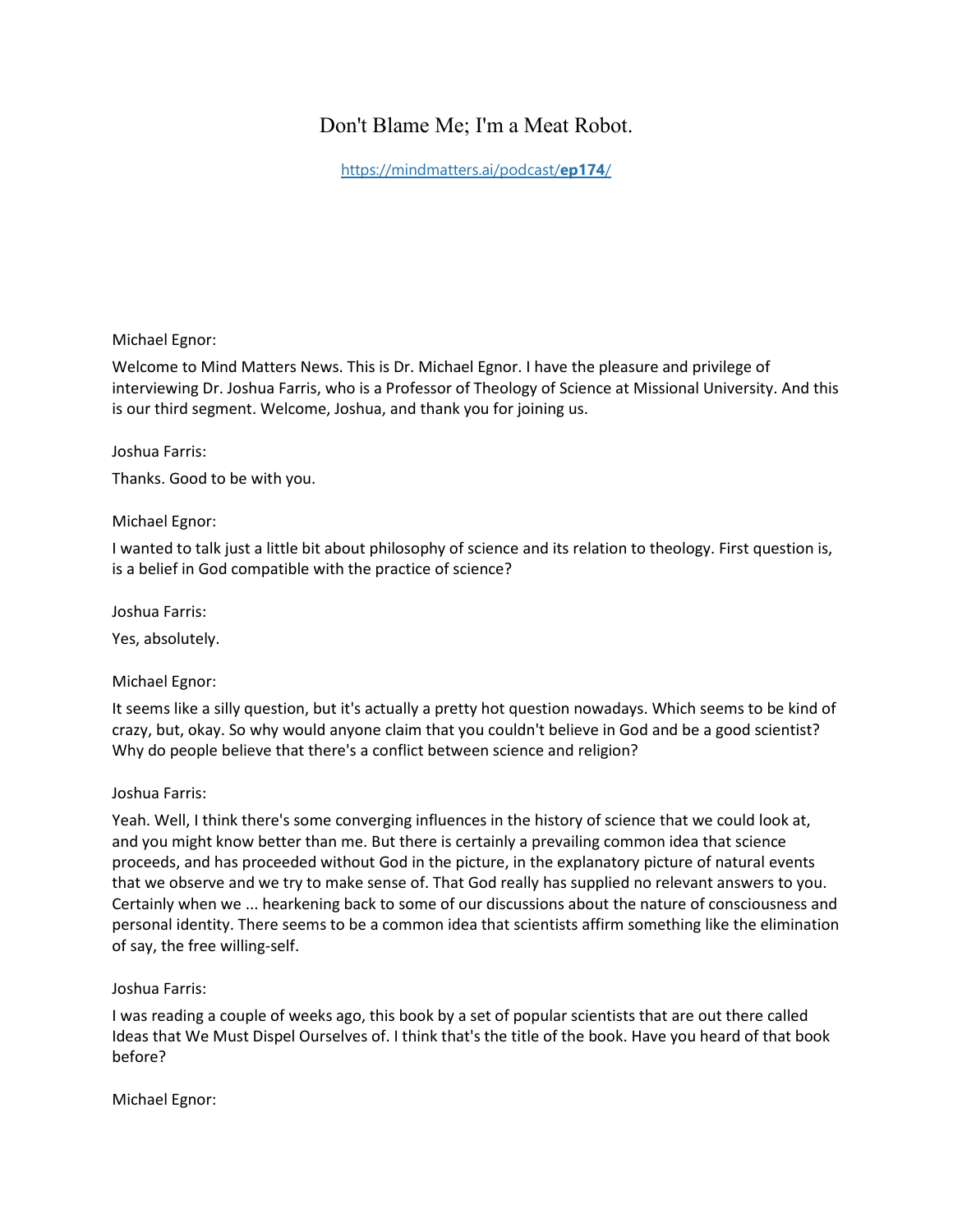# Don't Blame Me; I'm a Meat Robot.

[https://mindmatters.ai/podcast/**ep174**/](https://mindmatters.ai/podcast/ep174/)

Michael Egnor:

Welcome to Mind Matters News. This is Dr. Michael Egnor. I have the pleasure and privilege of interviewing Dr. Joshua Farris, who is a Professor of Theology of Science at Missional University. And this is our third segment. Welcome, Joshua, and thank you for joining us.

Joshua Farris:

Thanks. Good to be with you.

Michael Egnor:

I wanted to talk just a little bit about philosophy of science and its relation to theology. First question is, is a belief in God compatible with the practice of science?

Joshua Farris:

Yes, absolutely.

Michael Egnor:

It seems like a silly question, but it's actually a pretty hot question nowadays. Which seems to be kind of crazy, but, okay. So why would anyone claim that you couldn't believe in God and be a good scientist? Why do people believe that there's a conflict between science and religion?

Joshua Farris:

Yeah. Well, I think there's some converging influences in the history of science that we could look at, and you might know better than me. But there is certainly a prevailing common idea that science proceeds, and has proceeded without God in the picture, in the explanatory picture of natural events that we observe and we try to make sense of. That God really has supplied no relevant answers to you. Certainly when we ... hearkening back to some of our discussions about the nature of consciousness and personal identity. There seems to be a common idea that scientists affirm something like the elimination of say, the free willing-self.

Joshua Farris:

I was reading a couple of weeks ago, this book by a set of popular scientists that are out there called Ideas that We Must Dispel Ourselves of. I think that's the title of the book. Have you heard of that book before?

Michael Egnor: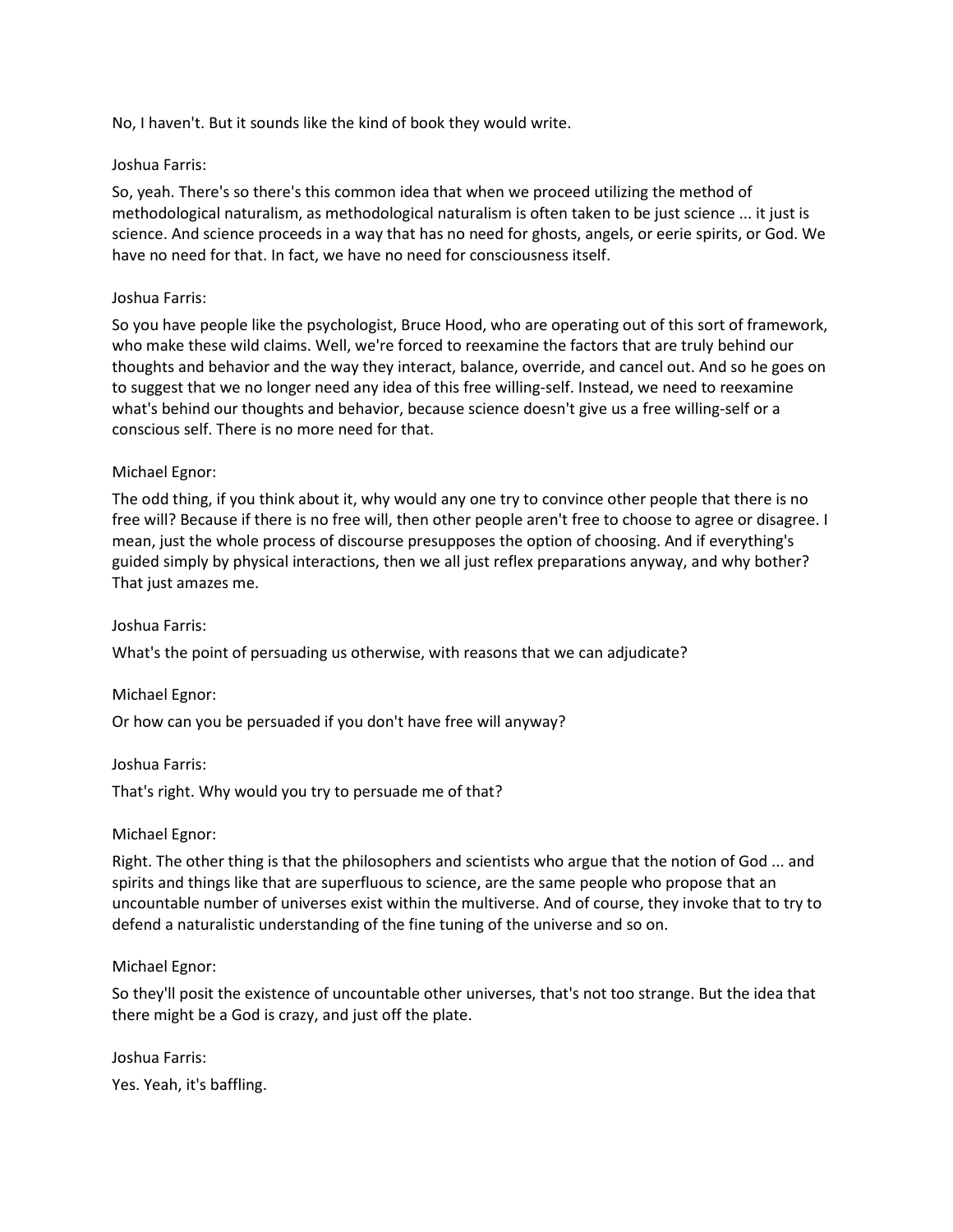No, I haven't. But it sounds like the kind of book they would write.

Joshua Farris:

So, yeah. There's so there's this common idea that when we proceed utilizing the method of methodological naturalism, as methodological naturalism is often taken to be just science ... it just is science. And science proceeds in a way that has no need for ghosts, angels, or eerie spirits, or God. We have no need for that. In fact, we have no need for consciousness itself.

Joshua Farris:

So you have people like the psychologist, Bruce Hood, who are operating out of this sort of framework, who make these wild claims. Well, we're forced to reexamine the factors that are truly behind our thoughts and behavior and the way they interact, balance, override, and cancel out. And so he goes on to suggest that we no longer need any idea of this free willing-self. Instead, we need to reexamine what's behind our thoughts and behavior, because science doesn't give us a free willing-self or a conscious self. There is no more need for that.

Michael Egnor:

The odd thing, if you think about it, why would any one try to convince other people that there is no free will? Because if there is no free will, then other people aren't free to choose to agree or disagree. I mean, just the whole process of discourse presupposes the option of choosing. And if everything's guided simply by physical interactions, then we all just reflex preparations anyway, and why bother? That just amazes me.

Joshua Farris:

What's the point of persuading us otherwise, with reasons that we can adjudicate?

Michael Egnor:

Or how can you be persuaded if you don't have free will anyway?

Joshua Farris:

That's right. Why would you try to persuade me of that?

Michael Egnor:

Right. The other thing is that the philosophers and scientists who argue that the notion of God ... and spirits and things like that are superfluous to science, are the same people who propose that an uncountable number of universes exist within the multiverse. And of course, they invoke that to try to defend a naturalistic understanding of the fine tuning of the universe and so on.

Michael Egnor:

So they'll posit the existence of uncountable other universes, that's not too strange. But the idea that there might be a God is crazy, and just off the plate.

Joshua Farris:

Yes. Yeah, it's baffling.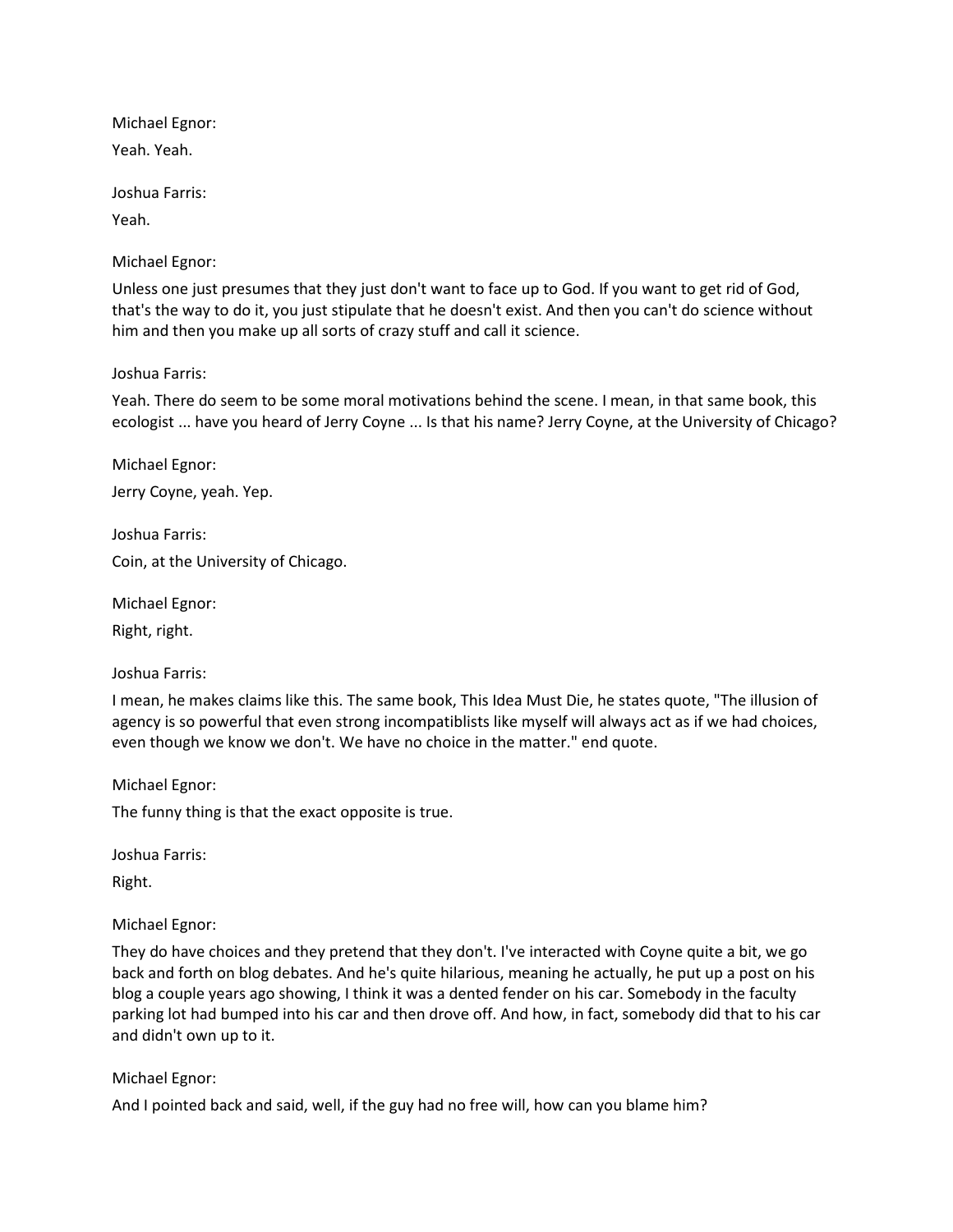Michael Egnor:

Yeah. Yeah.

Joshua Farris:

Yeah.

Michael Egnor:

Unless one just presumes that they just don't want to face up to God. If you want to get rid of God, that's the way to do it, you just stipulate that he doesn't exist. And then you can't do science without him and then you make up all sorts of crazy stuff and call it science.

Joshua Farris:

Yeah. There do seem to be some moral motivations behind the scene. I mean, in that same book, this ecologist ... have you heard of Jerry Coyne ... Is that his name? Jerry Coyne, at the University of Chicago?

Michael Egnor:

Jerry Coyne, yeah. Yep.

Joshua Farris:

Coin, at the University of Chicago.

Michael Egnor:

Right, right.

Joshua Farris:

I mean, he makes claims like this. The same book, This Idea Must Die, he states quote, "The illusion of agency is so powerful that even strong incompatiblists like myself will always act as if we had choices, even though we know we don't. We have no choice in the matter." end quote.

Michael Egnor:

The funny thing is that the exact opposite is true.

Joshua Farris:

Right.

Michael Egnor:

They do have choices and they pretend that they don't. I've interacted with Coyne quite a bit, we go back and forth on blog debates. And he's quite hilarious, meaning he actually, he put up a post on his blog a couple years ago showing, I think it was a dented fender on his car. Somebody in the faculty parking lot had bumped into his car and then drove off. And how, in fact, somebody did that to his car and didn't own up to it.

Michael Egnor:

And I pointed back and said, well, if the guy had no free will, how can you blame him?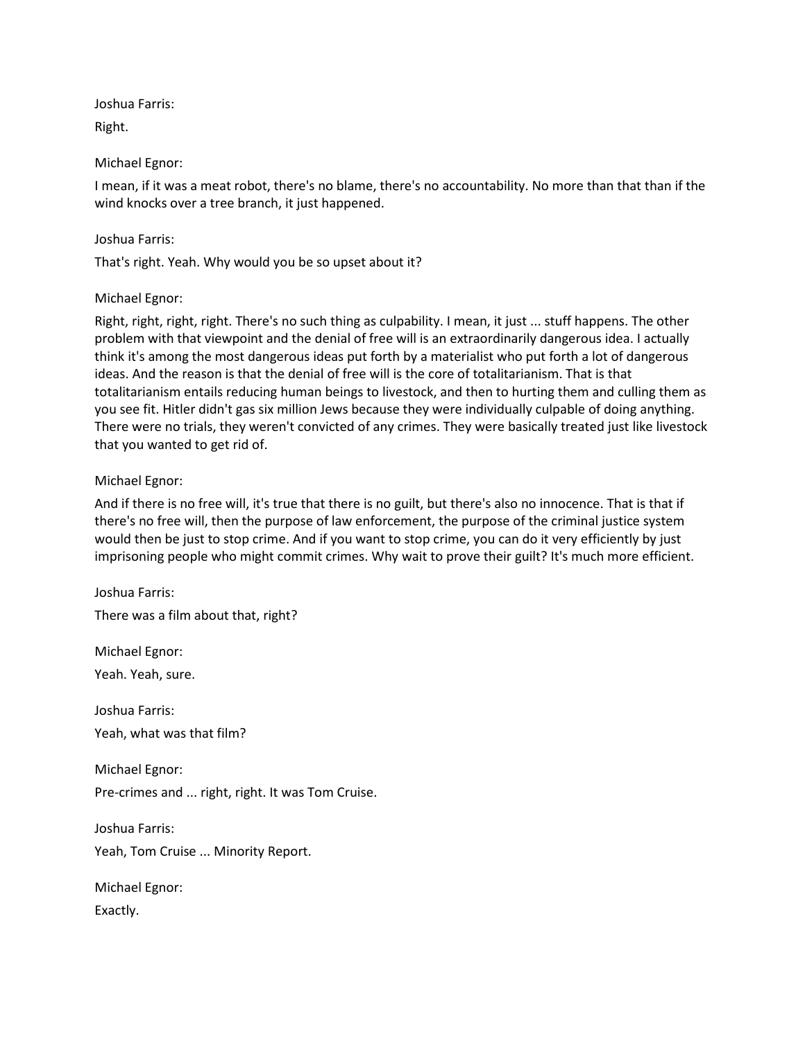Joshua Farris:

Right.

Michael Egnor:

I mean, if it was a meat robot, there's no blame, there's no accountability. No more than that than if the wind knocks over a tree branch, it just happened.

Joshua Farris:

That's right. Yeah. Why would you be so upset about it?

Michael Egnor:

Right, right, right, right. There's no such thing as culpability. I mean, it just ... stuff happens. The other problem with that viewpoint and the denial of free will is an extraordinarily dangerous idea. I actually think it's among the most dangerous ideas put forth by a materialist who put forth a lot of dangerous ideas. And the reason is that the denial of free will is the core of totalitarianism. That is that totalitarianism entails reducing human beings to livestock, and then to hurting them and culling them as you see fit. Hitler didn't gas six million Jews because they were individually culpable of doing anything. There were no trials, they weren't convicted of any crimes. They were basically treated just like livestock that you wanted to get rid of.

Michael Egnor:

And if there is no free will, it's true that there is no guilt, but there's also no innocence. That is that if there's no free will, then the purpose of law enforcement, the purpose of the criminal justice system would then be just to stop crime. And if you want to stop crime, you can do it very efficiently by just imprisoning people who might commit crimes. Why wait to prove their guilt? It's much more efficient.

Joshua Farris:

There was a film about that, right?

Michael Egnor:

Yeah. Yeah, sure.

Joshua Farris:

Yeah, what was that film?

Michael Egnor:

Pre-crimes and ... right, right. It was Tom Cruise.

Joshua Farris:

Yeah, Tom Cruise ... Minority Report.

Michael Egnor:

Exactly.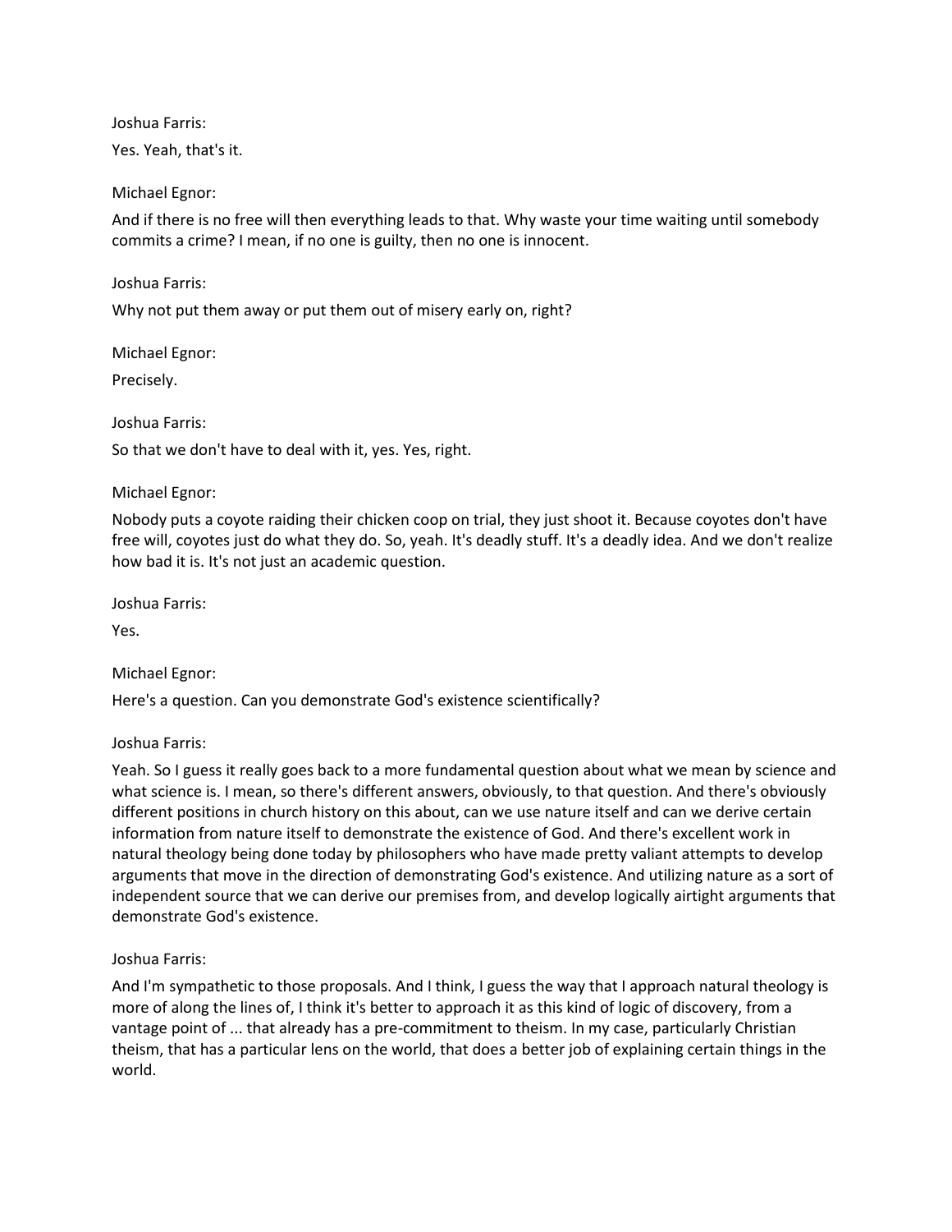Joshua Farris:

Yes. Yeah, that's it.

Michael Egnor:

And if there is no free will then everything leads to that. Why waste your time waiting until somebody commits a crime? I mean, if no one is guilty, then no one is innocent.

Joshua Farris:

Why not put them away or put them out of misery early on, right?

Michael Egnor:

Precisely.

Joshua Farris:

So that we don't have to deal with it, yes. Yes, right.

Michael Egnor:

Nobody puts a coyote raiding their chicken coop on trial, they just shoot it. Because coyotes don't have free will, coyotes just do what they do. So, yeah. It's deadly stuff. It's a deadly idea. And we don't realize how bad it is. It's not just an academic question.

Joshua Farris:

Yes.

Michael Egnor:

Here's a question. Can you demonstrate God's existence scientifically?

Joshua Farris:

Yeah. So I guess it really goes back to a more fundamental question about what we mean by science and what science is. I mean, so there's different answers, obviously, to that question. And there's obviously different positions in church history on this about, can we use nature itself and can we derive certain information from nature itself to demonstrate the existence of God. And there's excellent work in natural theology being done today by philosophers who have made pretty valiant attempts to develop arguments that move in the direction of demonstrating God's existence. And utilizing nature as a sort of independent source that we can derive our premises from, and develop logically airtight arguments that demonstrate God's existence.

Joshua Farris:

And I'm sympathetic to those proposals. And I think, I guess the way that I approach natural theology is more of along the lines of, I think it's better to approach it as this kind of logic of discovery, from a vantage point of ... that already has a pre-commitment to theism. In my case, particularly Christian theism, that has a particular lens on the world, that does a better job of explaining certain things in the world.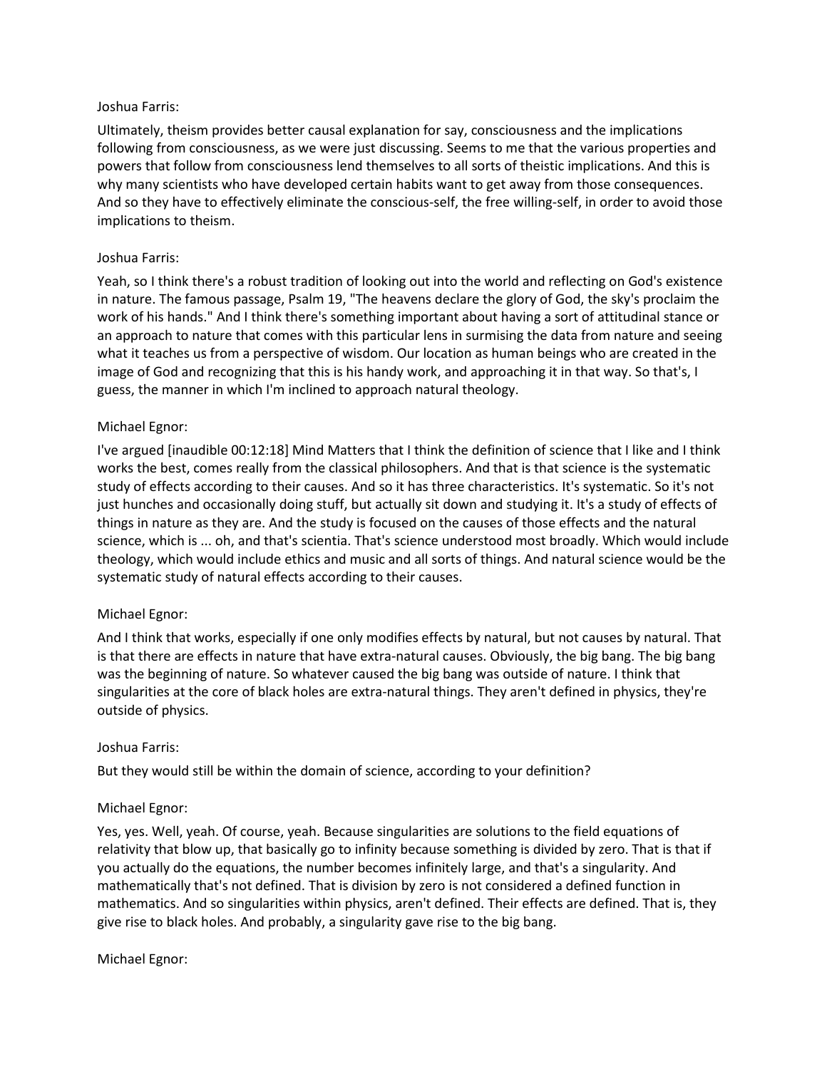Joshua Farris:

Ultimately, theism provides better causal explanation for say, consciousness and the implications following from consciousness, as we were just discussing. Seems to me that the various properties and powers that follow from consciousness lend themselves to all sorts of theistic implications. And this is why many scientists who have developed certain habits want to get away from those consequences. And so they have to effectively eliminate the conscious-self, the free willing-self, in order to avoid those implications to theism.

Joshua Farris:

Yeah, so I think there's a robust tradition of looking out into the world and reflecting on God's existence in nature. The famous passage, Psalm 19, "The heavens declare the glory of God, the sky's proclaim the work of his hands." And I think there's something important about having a sort of attitudinal stance or an approach to nature that comes with this particular lens in surmising the data from nature and seeing what it teaches us from a perspective of wisdom. Our location as human beings who are created in the image of God and recognizing that this is his handy work, and approaching it in that way. So that's, I guess, the manner in which I'm inclined to approach natural theology.

Michael Egnor:

I've argued [inaudible 00:12:18] Mind Matters that I think the definition of science that I like and I think works the best, comes really from the classical philosophers. And that is that science is the systematic study of effects according to their causes. And so it has three characteristics. It's systematic. So it's not just hunches and occasionally doing stuff, but actually sit down and studying it. It's a study of effects of things in nature as they are. And the study is focused on the causes of those effects and the natural science, which is ... oh, and that's scientia. That's science understood most broadly. Which would include theology, which would include ethics and music and all sorts of things. And natural science would be the systematic study of natural effects according to their causes.

Michael Egnor:

And I think that works, especially if one only modifies effects by natural, but not causes by natural. That is that there are effects in nature that have extra-natural causes. Obviously, the big bang. The big bang was the beginning of nature. So whatever caused the big bang was outside of nature. I think that singularities at the core of black holes are extra-natural things. They aren't defined in physics, they're outside of physics.

Joshua Farris:

But they would still be within the domain of science, according to your definition?

Michael Egnor:

Yes, yes. Well, yeah. Of course, yeah. Because singularities are solutions to the field equations of relativity that blow up, that basically go to infinity because something is divided by zero. That is that if you actually do the equations, the number becomes infinitely large, and that's a singularity. And mathematically that's not defined. That is division by zero is not considered a defined function in mathematics. And so singularities within physics, aren't defined. Their effects are defined. That is, they give rise to black holes. And probably, a singularity gave rise to the big bang.

Michael Egnor: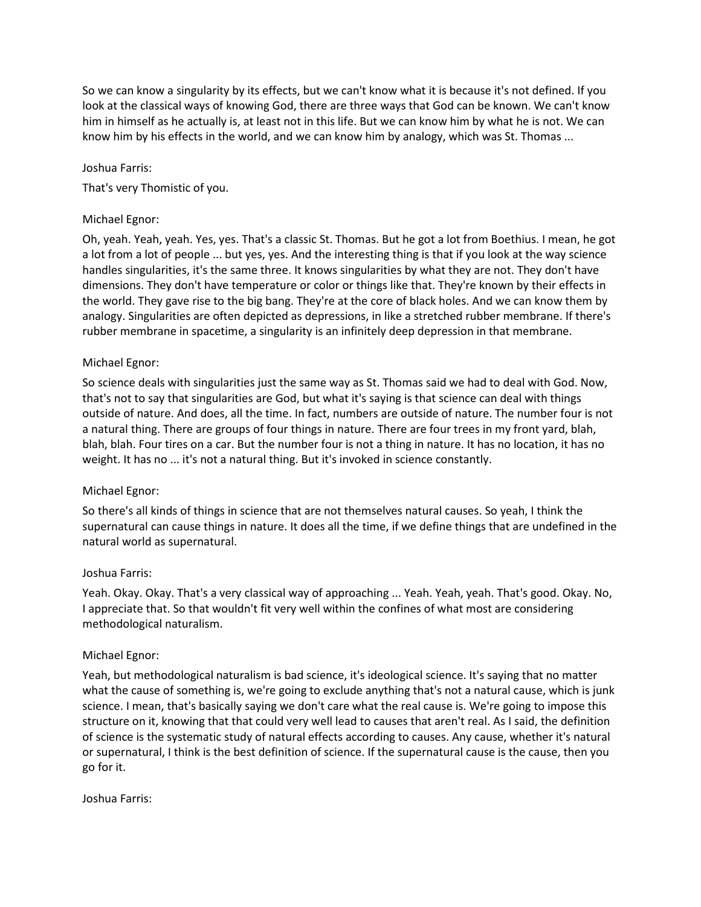So we can know a singularity by its effects, but we can't know what it is because it's not defined. If you look at the classical ways of knowing God, there are three ways that God can be known. We can't know him in himself as he actually is, at least not in this life. But we can know him by what he is not. We can know him by his effects in the world, and we can know him by analogy, which was St. Thomas ...

Joshua Farris:

That's very Thomistic of you.

Michael Egnor:

Oh, yeah. Yeah, yeah. Yes, yes. That's a classic St. Thomas. But he got a lot from Boethius. I mean, he got a lot from a lot of people ... but yes, yes. And the interesting thing is that if you look at the way science handles singularities, it's the same three. It knows singularities by what they are not. They don't have dimensions. They don't have temperature or color or things like that. They're known by their effects in the world. They gave rise to the big bang. They're at the core of black holes. And we can know them by analogy. Singularities are often depicted as depressions, in like a stretched rubber membrane. If there's rubber membrane in spacetime, a singularity is an infinitely deep depression in that membrane.

Michael Egnor:

So science deals with singularities just the same way as St. Thomas said we had to deal with God. Now, that's not to say that singularities are God, but what it's saying is that science can deal with things outside of nature. And does, all the time. In fact, numbers are outside of nature. The number four is not a natural thing. There are groups of four things in nature. There are four trees in my front yard, blah, blah, blah. Four tires on a car. But the number four is not a thing in nature. It has no location, it has no weight. It has no ... it's not a natural thing. But it's invoked in science constantly.

Michael Egnor:

So there's all kinds of things in science that are not themselves natural causes. So yeah, I think the supernatural can cause things in nature. It does all the time, if we define things that are undefined in the natural world as supernatural.

Joshua Farris:

Yeah. Okay. Okay. That's a very classical way of approaching ... Yeah. Yeah, yeah. That's good. Okay. No, I appreciate that. So that wouldn't fit very well within the confines of what most are considering methodological naturalism.

Michael Egnor:

Yeah, but methodological naturalism is bad science, it's ideological science. It's saying that no matter what the cause of something is, we're going to exclude anything that's not a natural cause, which is junk science. I mean, that's basically saying we don't care what the real cause is. We're going to impose this structure on it, knowing that that could very well lead to causes that aren't real. As I said, the definition of science is the systematic study of natural effects according to causes. Any cause, whether it's natural or supernatural, I think is the best definition of science. If the supernatural cause is the cause, then you go for it.

Joshua Farris: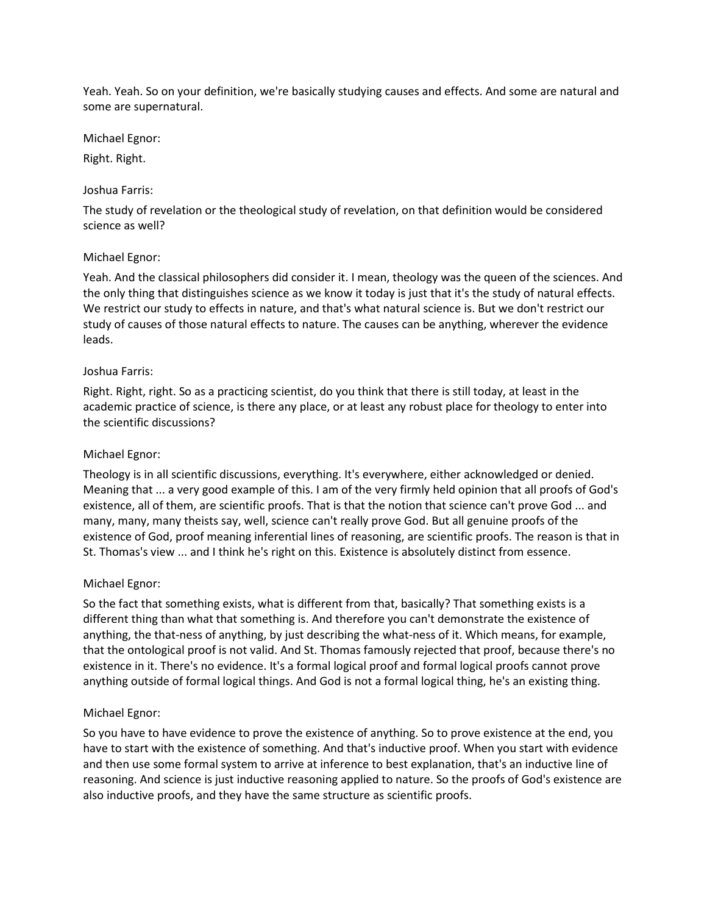Yeah. Yeah. So on your definition, we're basically studying causes and effects. And some are natural and some are supernatural.

Michael Egnor:

Right. Right.

Joshua Farris:

The study of revelation or the theological study of revelation, on that definition would be considered science as well?

Michael Egnor:

Yeah. And the classical philosophers did consider it. I mean, theology was the queen of the sciences. And the only thing that distinguishes science as we know it today is just that it's the study of natural effects. We restrict our study to effects in nature, and that's what natural science is. But we don't restrict our study of causes of those natural effects to nature. The causes can be anything, wherever the evidence leads.

Joshua Farris:

Right. Right, right. So as a practicing scientist, do you think that there is still today, at least in the academic practice of science, is there any place, or at least any robust place for theology to enter into the scientific discussions?

Michael Egnor:

Theology is in all scientific discussions, everything. It's everywhere, either acknowledged or denied. Meaning that ... a very good example of this. I am of the very firmly held opinion that all proofs of God's existence, all of them, are scientific proofs. That is that the notion that science can't prove God ... and many, many, many theists say, well, science can't really prove God. But all genuine proofs of the existence of God, proof meaning inferential lines of reasoning, are scientific proofs. The reason is that in St. Thomas's view ... and I think he's right on this. Existence is absolutely distinct from essence.

Michael Egnor:

So the fact that something exists, what is different from that, basically? That something exists is a different thing than what that something is. And therefore you can't demonstrate the existence of anything, the that-ness of anything, by just describing the what-ness of it. Which means, for example, that the ontological proof is not valid. And St. Thomas famously rejected that proof, because there's no existence in it. There's no evidence. It's a formal logical proof and formal logical proofs cannot prove anything outside of formal logical things. And God is not a formal logical thing, he's an existing thing.

Michael Egnor:

So you have to have evidence to prove the existence of anything. So to prove existence at the end, you have to start with the existence of something. And that's inductive proof. When you start with evidence and then use some formal system to arrive at inference to best explanation, that's an inductive line of reasoning. And science is just inductive reasoning applied to nature. So the proofs of God's existence are also inductive proofs, and they have the same structure as scientific proofs.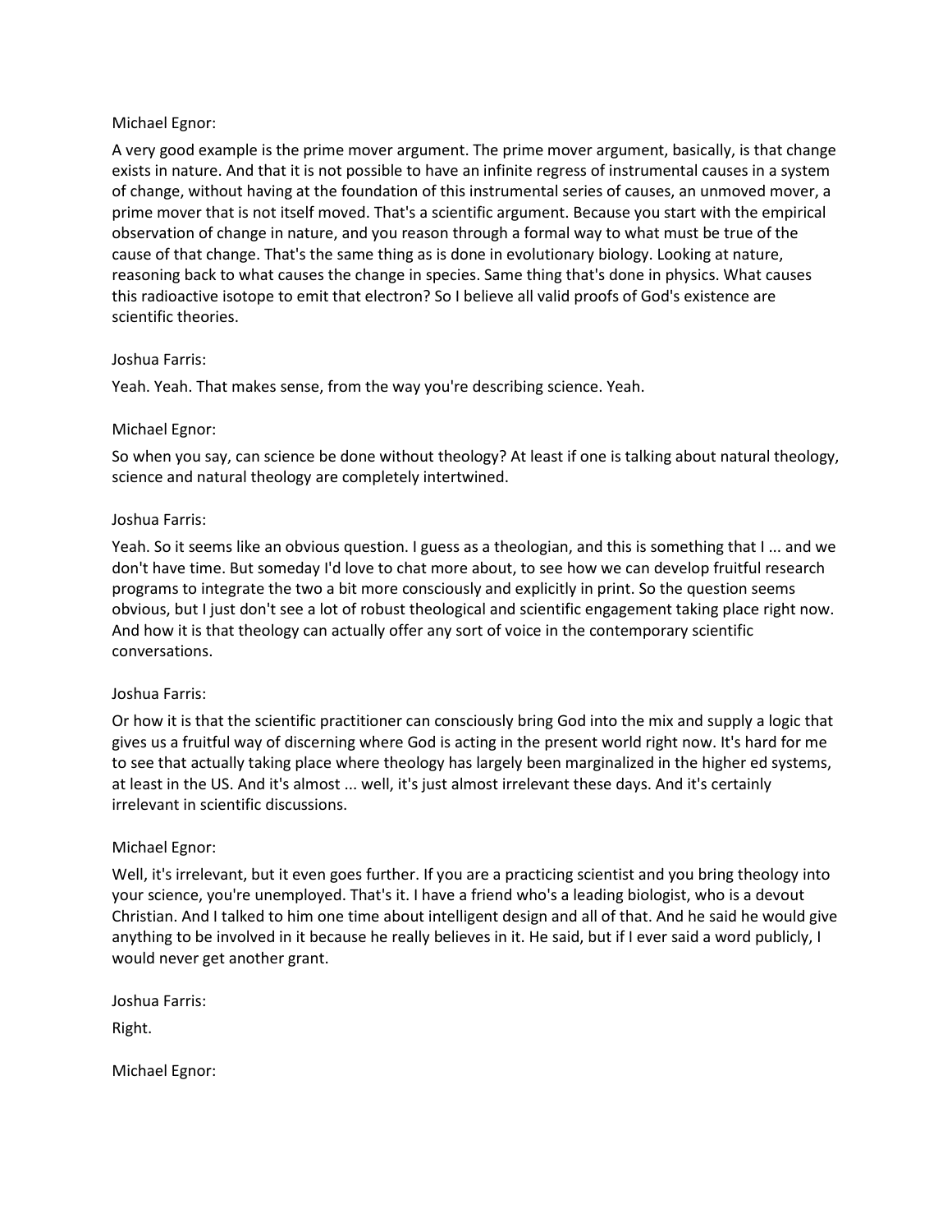Michael Egnor:

A very good example is the prime mover argument. The prime mover argument, basically, is that change exists in nature. And that it is not possible to have an infinite regress of instrumental causes in a system of change, without having at the foundation of this instrumental series of causes, an unmoved mover, a prime mover that is not itself moved. That's a scientific argument. Because you start with the empirical observation of change in nature, and you reason through a formal way to what must be true of the cause of that change. That's the same thing as is done in evolutionary biology. Looking at nature, reasoning back to what causes the change in species. Same thing that's done in physics. What causes this radioactive isotope to emit that electron? So I believe all valid proofs of God's existence are scientific theories.

Joshua Farris:

Yeah. Yeah. That makes sense, from the way you're describing science. Yeah.

Michael Egnor:

So when you say, can science be done without theology? At least if one is talking about natural theology, science and natural theology are completely intertwined.

Joshua Farris:

Yeah. So it seems like an obvious question. I guess as a theologian, and this is something that I ... and we don't have time. But someday I'd love to chat more about, to see how we can develop fruitful research programs to integrate the two a bit more consciously and explicitly in print. So the question seems obvious, but I just don't see a lot of robust theological and scientific engagement taking place right now. And how it is that theology can actually offer any sort of voice in the contemporary scientific conversations.

Joshua Farris:

Or how it is that the scientific practitioner can consciously bring God into the mix and supply a logic that gives us a fruitful way of discerning where God is acting in the present world right now. It's hard for me to see that actually taking place where theology has largely been marginalized in the higher ed systems, at least in the US. And it's almost ... well, it's just almost irrelevant these days. And it's certainly irrelevant in scientific discussions.

Michael Egnor:

Well, it's irrelevant, but it even goes further. If you are a practicing scientist and you bring theology into your science, you're unemployed. That's it. I have a friend who's a leading biologist, who is a devout Christian. And I talked to him one time about intelligent design and all of that. And he said he would give anything to be involved in it because he really believes in it. He said, but if I ever said a word publicly, I would never get another grant.

Joshua Farris:

Right.

Michael Egnor: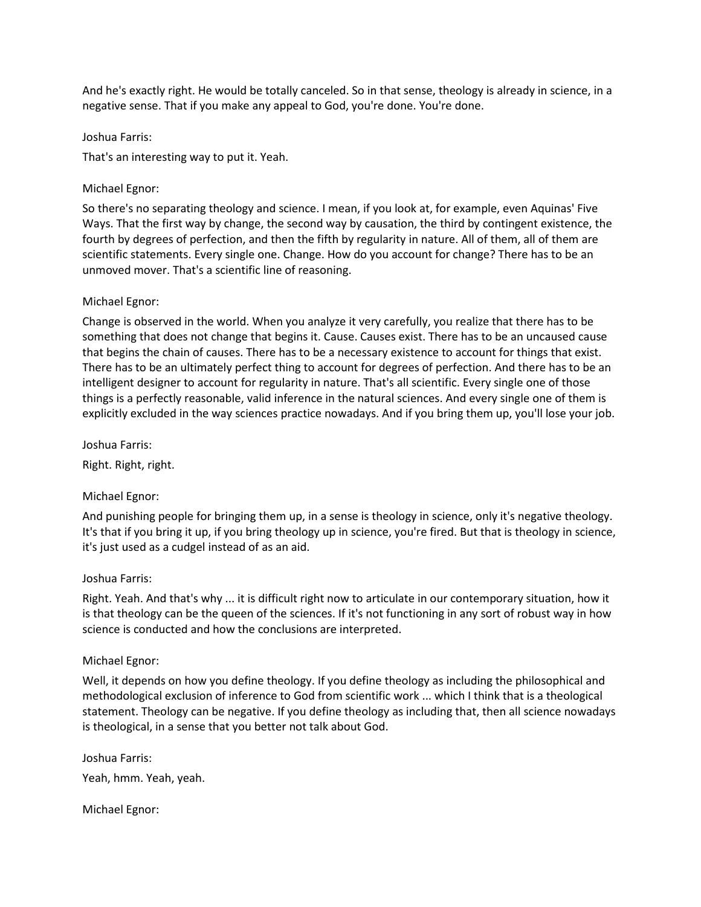And he's exactly right. He would be totally canceled. So in that sense, theology is already in science, in a negative sense. That if you make any appeal to God, you're done. You're done.

Joshua Farris:

That's an interesting way to put it. Yeah.

Michael Egnor:

So there's no separating theology and science. I mean, if you look at, for example, even Aquinas' Five Ways. That the first way by change, the second way by causation, the third by contingent existence, the fourth by degrees of perfection, and then the fifth by regularity in nature. All of them, all of them are scientific statements. Every single one. Change. How do you account for change? There has to be an unmoved mover. That's a scientific line of reasoning.

Michael Egnor:

Change is observed in the world. When you analyze it very carefully, you realize that there has to be something that does not change that begins it. Cause. Causes exist. There has to be an uncaused cause that begins the chain of causes. There has to be a necessary existence to account for things that exist. There has to be an ultimately perfect thing to account for degrees of perfection. And there has to be an intelligent designer to account for regularity in nature. That's all scientific. Every single one of those things is a perfectly reasonable, valid inference in the natural sciences. And every single one of them is explicitly excluded in the way sciences practice nowadays. And if you bring them up, you'll lose your job.

Joshua Farris:

Right. Right, right.

Michael Egnor:

And punishing people for bringing them up, in a sense is theology in science, only it's negative theology. It's that if you bring it up, if you bring theology up in science, you're fired. But that is theology in science, it's just used as a cudgel instead of as an aid.

Joshua Farris:

Right. Yeah. And that's why ... it is difficult right now to articulate in our contemporary situation, how it is that theology can be the queen of the sciences. If it's not functioning in any sort of robust way in how science is conducted and how the conclusions are interpreted.

Michael Egnor:

Well, it depends on how you define theology. If you define theology as including the philosophical and methodological exclusion of inference to God from scientific work ... which I think that is a theological statement. Theology can be negative. If you define theology as including that, then all science nowadays is theological, in a sense that you better not talk about God.

Joshua Farris:

Yeah, hmm. Yeah, yeah.

Michael Egnor: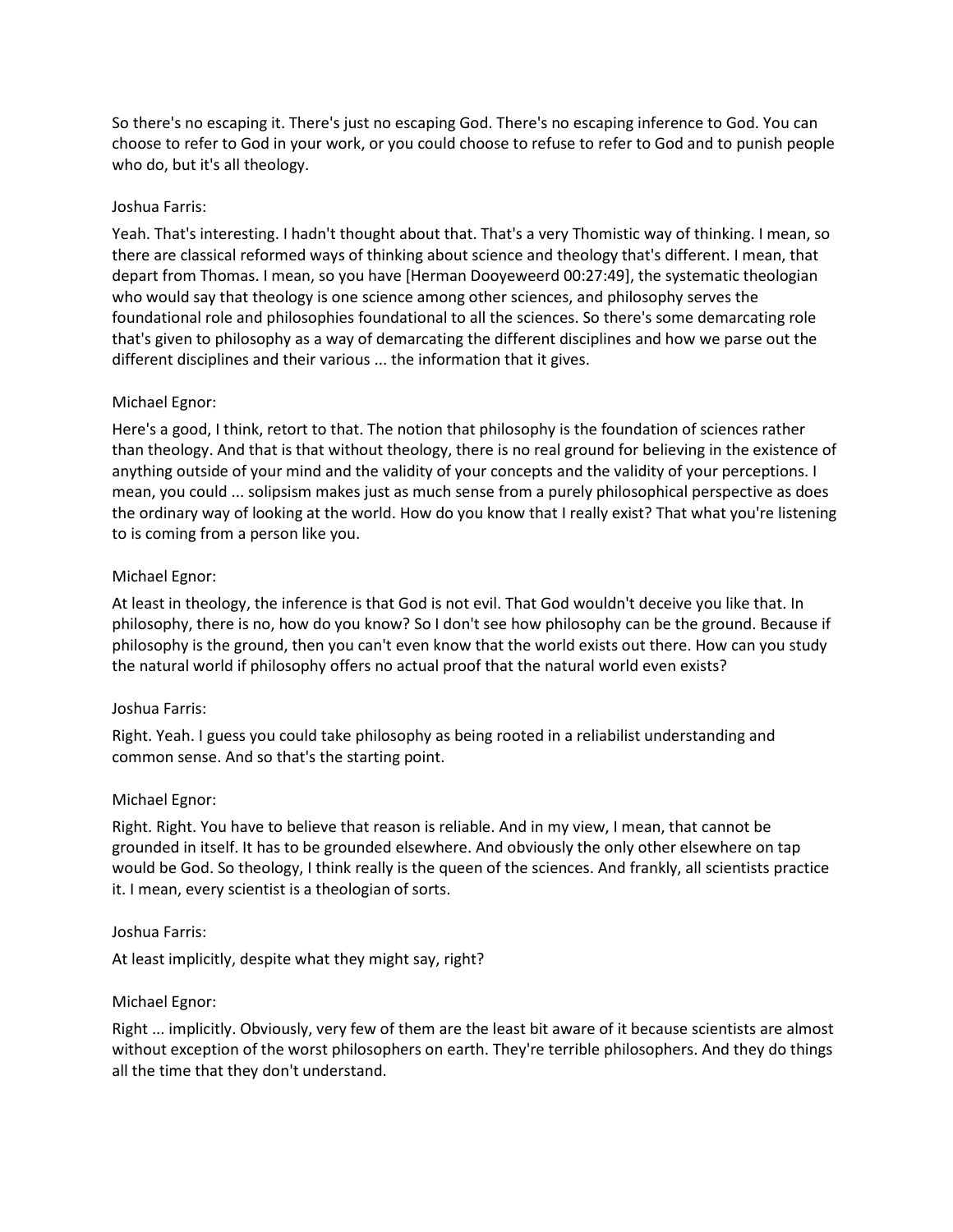So there's no escaping it. There's just no escaping God. There's no escaping inference to God. You can choose to refer to God in your work, or you could choose to refuse to refer to God and to punish people who do, but it's all theology.

Joshua Farris:

Yeah. That's interesting. I hadn't thought about that. That's a very Thomistic way of thinking. I mean, so there are classical reformed ways of thinking about science and theology that's different. I mean, that depart from Thomas. I mean, so you have [Herman Dooyeweerd 00:27:49], the systematic theologian who would say that theology is one science among other sciences, and philosophy serves the foundational role and philosophies foundational to all the sciences. So there's some demarcating role that's given to philosophy as a way of demarcating the different disciplines and how we parse out the different disciplines and their various ... the information that it gives.

Michael Egnor:

Here's a good, I think, retort to that. The notion that philosophy is the foundation of sciences rather than theology. And that is that without theology, there is no real ground for believing in the existence of anything outside of your mind and the validity of your concepts and the validity of your perceptions. I mean, you could ... solipsism makes just as much sense from a purely philosophical perspective as does the ordinary way of looking at the world. How do you know that I really exist? That what you're listening to is coming from a person like you.

Michael Egnor:

At least in theology, the inference is that God is not evil. That God wouldn't deceive you like that. In philosophy, there is no, how do you know? So I don't see how philosophy can be the ground. Because if philosophy is the ground, then you can't even know that the world exists out there. How can you study the natural world if philosophy offers no actual proof that the natural world even exists?

Joshua Farris:

Right. Yeah. I guess you could take philosophy as being rooted in a reliabilist understanding and common sense. And so that's the starting point.

Michael Egnor:

Right. Right. You have to believe that reason is reliable. And in my view, I mean, that cannot be grounded in itself. It has to be grounded elsewhere. And obviously the only other elsewhere on tap would be God. So theology, I think really is the queen of the sciences. And frankly, all scientists practice it. I mean, every scientist is a theologian of sorts.

Joshua Farris:

At least implicitly, despite what they might say, right?

Michael Egnor:

Right ... implicitly. Obviously, very few of them are the least bit aware of it because scientists are almost without exception of the worst philosophers on earth. They're terrible philosophers. And they do things all the time that they don't understand.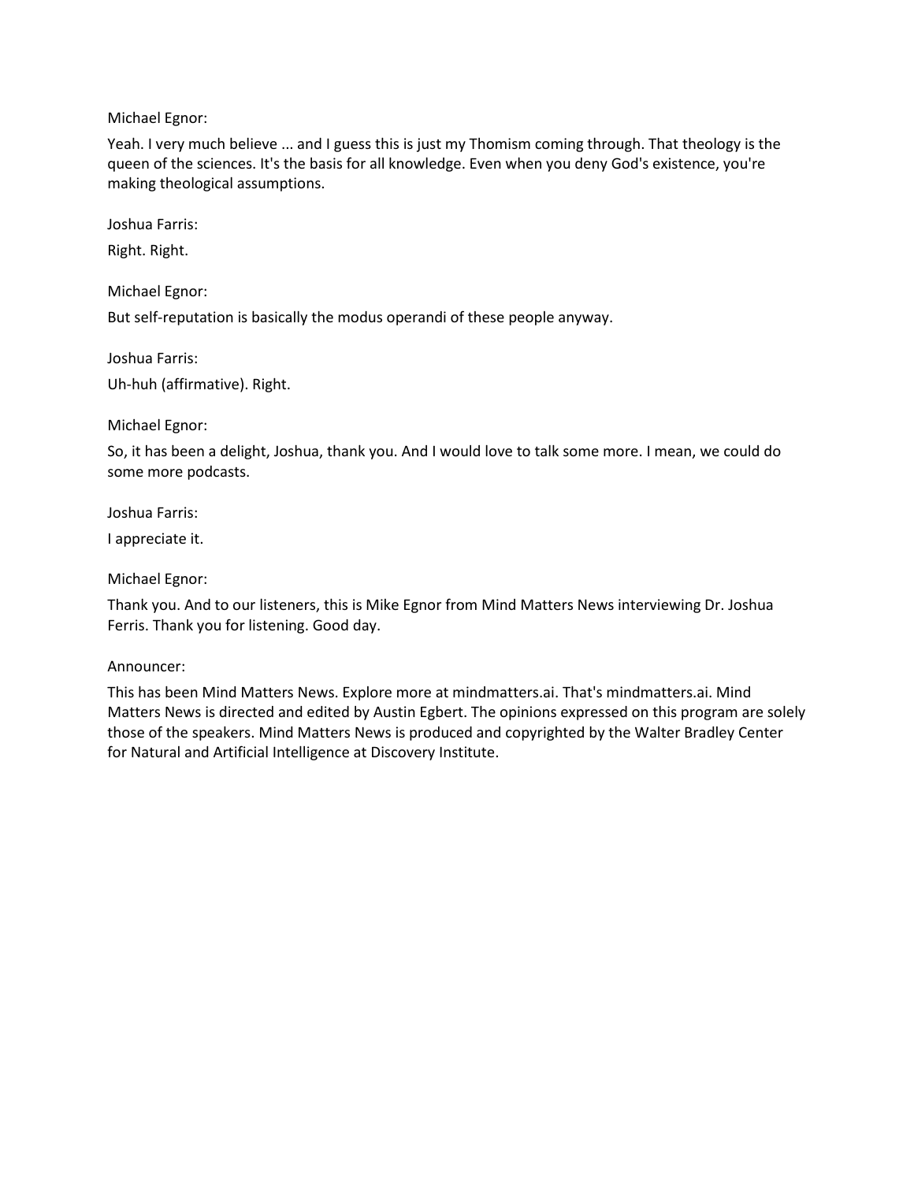Michael Egnor:

Yeah. I very much believe ... and I guess this is just my Thomism coming through. That theology is the queen of the sciences. It's the basis for all knowledge. Even when you deny God's existence, you're making theological assumptions.

Joshua Farris:

Right. Right.

Michael Egnor:

But self-reputation is basically the modus operandi of these people anyway.

Joshua Farris:

Uh-huh (affirmative). Right.

Michael Egnor:

So, it has been a delight, Joshua, thank you. And I would love to talk some more. I mean, we could do some more podcasts.

Joshua Farris:

I appreciate it.

Michael Egnor:

Thank you. And to our listeners, this is Mike Egnor from Mind Matters News interviewing Dr. Joshua Ferris. Thank you for listening. Good day.

Announcer:

This has been Mind Matters News. Explore more at mindmatters.ai. That's mindmatters.ai. Mind Matters News is directed and edited by Austin Egbert. The opinions expressed on this program are solely those of the speakers. Mind Matters News is produced and copyrighted by the Walter Bradley Center for Natural and Artificial Intelligence at Discovery Institute.